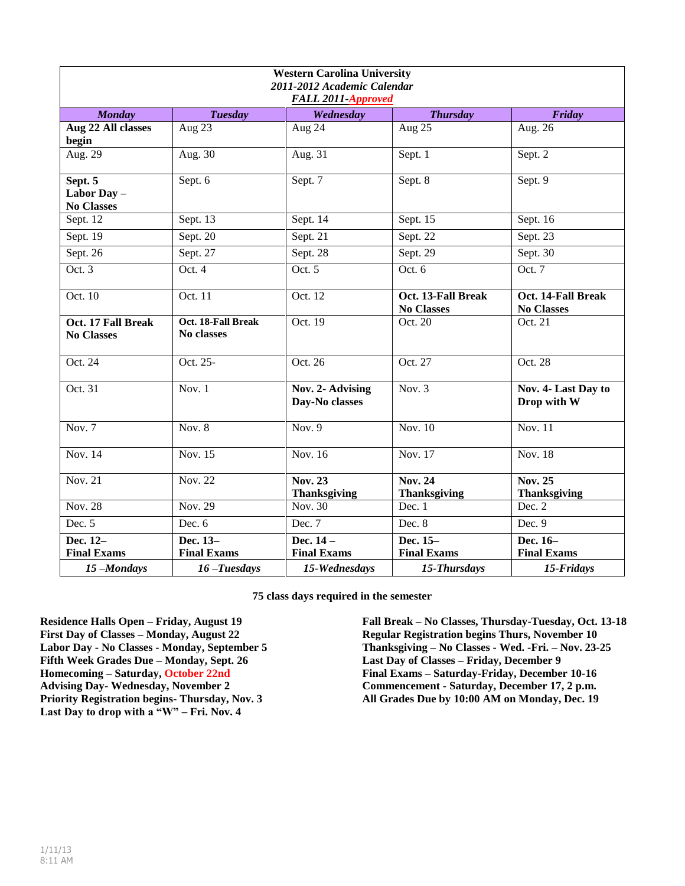**Western Carolina University**
***2011-2012 Academic Calendar***
***FALL 2011-Approved***

| *Monday* | *Tuesday* | *Wednesday* | *Thursday* | *Friday* |
|---|---|---|---|---|
| **Aug 22 All classes begin** | Aug 23 | Aug 24 | Aug 25 | Aug. 26 |
| Aug. 29 | Aug. 30 | Aug. 31 | Sept. 1 | Sept. 2 |
| **Sept. 5 Labor Day – No Classes** | Sept. 6 | Sept. 7 | Sept. 8 | Sept. 9 |
| Sept. 12 | Sept. 13 | Sept. 14 | Sept. 15 | Sept. 16 |
| Sept. 19 | Sept. 20 | Sept. 21 | Sept. 22 | Sept. 23 |
| Sept. 26 | Sept. 27 | Sept. 28 | Sept. 29 | Sept. 30 |
| Oct. 3 | Oct. 4 | Oct. 5 | Oct. 6 | Oct. 7 |
| Oct. 10 | Oct. 11 | Oct. 12 | **Oct. 13-Fall Break No Classes** | **Oct. 14-Fall Break No Classes** |
| **Oct. 17 Fall Break No Classes** | **Oct. 18-Fall Break No classes** | Oct. 19 | Oct. 20 | Oct. 21 |
| Oct. 24 | Oct. 25- | Oct. 26 | Oct. 27 | Oct. 28 |
| Oct. 31 | Nov. 1 | **Nov. 2- Advising Day-No classes** | Nov. 3 | **Nov. 4- Last Day to Drop with W** |
| Nov. 7 | Nov. 8 | Nov. 9 | Nov. 10 | Nov. 11 |
| Nov. 14 | Nov. 15 | Nov. 16 | Nov. 17 | Nov. 18 |
| Nov. 21 | Nov. 22 | **Nov. 23 Thanksgiving** | **Nov. 24 Thanksgiving** | **Nov. 25 Thanksgiving** |
| Nov. 28 | Nov. 29 | Nov. 30 | Dec. 1 | Dec. 2 |
| Dec. 5 | Dec. 6 | Dec. 7 | Dec. 8 | Dec. 9 |
| **Dec. 12– Final Exams** | **Dec. 13– Final Exams** | **Dec. 14 – Final Exams** | **Dec. 15– Final Exams** | **Dec. 16– Final Exams** |
| ***15 –Mondays*** | ***16 –Tuesdays*** | ***15-Wednesdays*** | ***15-Thursdays*** | ***15-Fridays*** |

**75 class days required in the semester**

**Residence Halls Open – Friday, August 19**
**First Day of Classes – Monday, August 22**
**Labor Day - No Classes - Monday, September 5**
**Fifth Week Grades Due – Monday, Sept. 26**
**Homecoming – Saturday, October 22nd**
**Advising Day- Wednesday, November 2**
**Priority Registration begins- Thursday, Nov. 3**
**Last Day to drop with a "W" – Fri. Nov. 4**

**Fall Break – No Classes, Thursday-Tuesday, Oct. 13-18**
**Regular Registration begins Thurs, November 10**
**Thanksgiving – No Classes - Wed. -Fri. – Nov. 23-25**
**Last Day of Classes – Friday, December 9**
**Final Exams – Saturday-Friday, December 10-16**
**Commencement - Saturday, December 17, 2 p.m.**
**All Grades Due by 10:00 AM on Monday, Dec. 19**

1/11/13
8:11 AM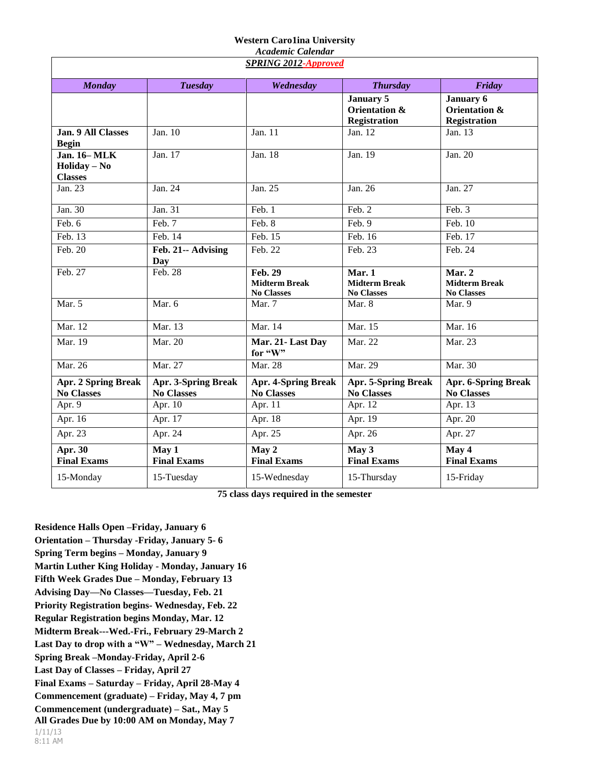**Western Caro1ina University**
*Academic Calendar*
***SPRING 2012-Approved***

| *Monday* | *Tuesday* | *Wednesday* | *Thursday* | *Friday* |
|---|---|---|---|---|
| | | | **January 5 Orientation & Registration** | **January 6 Orientation & Registration** |
| **Jan. 9 All Classes Begin** | Jan. 10 | Jan. 11 | Jan. 12 | Jan. 13 |
| **Jan. 16– MLK Holiday – No Classes** | Jan. 17 | Jan. 18 | Jan. 19 | Jan. 20 |
| Jan. 23 | Jan. 24 | Jan. 25 | Jan. 26 | Jan. 27 |
| Jan. 30 | Jan. 31 | Feb. 1 | Feb. 2 | Feb. 3 |
| Feb. 6 | Feb. 7 | Feb. 8 | Feb. 9 | Feb. 10 |
| Feb. 13 | Feb. 14 | Feb. 15 | Feb. 16 | Feb. 17 |
| Feb. 20 | **Feb. 21-- Advising Day** | Feb. 22 | Feb. 23 | Feb. 24 |
| Feb. 27 | Feb. 28 | **Feb. 29 Midterm Break No Classes** | **Mar. 1 Midterm Break No Classes** | **Mar. 2 Midterm Break No Classes** |
| Mar. 5 | Mar. 6 | Mar. 7 | Mar. 8 | Mar. 9 |
| Mar. 12 | Mar. 13 | Mar. 14 | Mar. 15 | Mar. 16 |
| Mar. 19 | Mar. 20 | **Mar. 21- Last Day for "W"** | Mar. 22 | Mar. 23 |
| Mar. 26 | Mar. 27 | Mar. 28 | Mar. 29 | Mar. 30 |
| **Apr. 2 Spring Break No Classes** | **Apr. 3-Spring Break No Classes** | **Apr. 4-Spring Break No Classes** | **Apr. 5-Spring Break No Classes** | **Apr. 6-Spring Break No Classes** |
| Apr. 9 | Apr. 10 | Apr. 11 | Apr. 12 | Apr. 13 |
| Apr. 16 | Apr. 17 | Apr. 18 | Apr. 19 | Apr. 20 |
| Apr. 23 | Apr. 24 | Apr. 25 | Apr. 26 | Apr. 27 |
| **Apr. 30 Final Exams** | **May 1 Final Exams** | **May 2 Final Exams** | **May 3 Final Exams** | **May 4 Final Exams** |
| 15-Monday | 15-Tuesday | 15-Wednesday | 15-Thursday | 15-Friday |

**75 class days required in the semester**

**Residence Halls Open –Friday, January 6**
**Orientation – Thursday -Friday, January 5- 6**
**Spring Term begins – Monday, January 9**
**Martin Luther King Holiday - Monday, January 16**
**Fifth Week Grades Due – Monday, February 13**
**Advising Day—No Classes—Tuesday, Feb. 21**
**Priority Registration begins- Wednesday, Feb. 22**
**Regular Registration begins Monday, Mar. 12**
**Midterm Break---Wed.-Fri., February 29-March 2**
**Last Day to drop with a "W" – Wednesday, March 21**
**Spring Break –Monday-Friday, April 2-6**
**Last Day of Classes – Friday, April 27**
**Final Exams – Saturday – Friday, April 28-May 4**
**Commencement (graduate) – Friday, May 4, 7 pm**
**Commencement (undergraduate) – Sat., May 5**
**All Grades Due by 10:00 AM on Monday, May 7**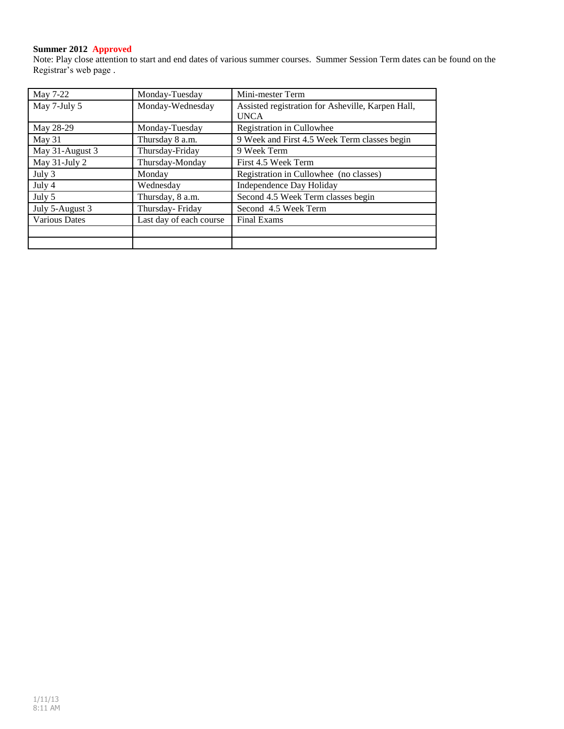**Summer 2012 Approved**

Note: Play close attention to start and end dates of various summer courses. Summer Session Term dates can be found on the Registrar's web page .

| | | |
|---|---|---|
| May 7-22 | Monday-Tuesday | Mini-mester Term |
| May 7-July 5 | Monday-Wednesday | Assisted registration for Asheville, Karpen Hall, UNCA |
| May 28-29 | Monday-Tuesday | Registration in Cullowhee |
| May 31 | Thursday 8 a.m. | 9 Week and First 4.5 Week Term classes begin |
| May 31-August 3 | Thursday-Friday | 9 Week Term |
| May 31-July 2 | Thursday-Monday | First 4.5 Week Term |
| July 3 | Monday | Registration in Cullowhee (no classes) |
| July 4 | Wednesday | Independence Day Holiday |
| July 5 | Thursday, 8 a.m. | Second 4.5 Week Term classes begin |
| July 5-August 3 | Thursday- Friday | Second 4.5 Week Term |
| Various Dates | Last day of each course | Final Exams |
| | | |
| | | |

1/11/13
8:11 AM